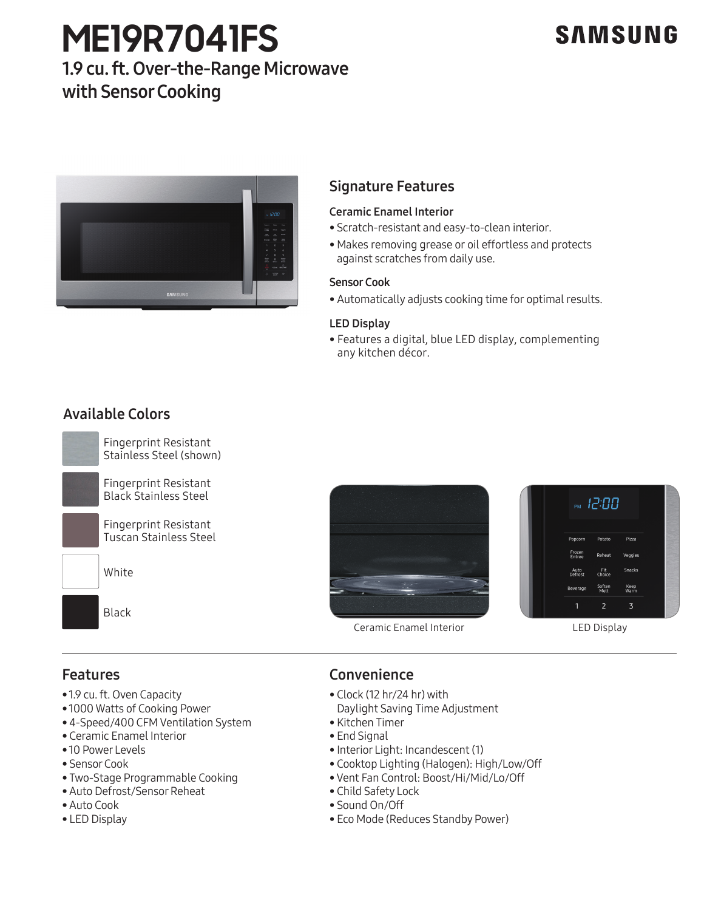# ME19R7041FS

SAMSUNG

## 1.9 cu. ft. Over-the-Range Microwave with Sensor Cooking

## Signature Features

### Ceramic Enamel Interior

- Scratch-resistant and easy-to-clean interior.
- Makes removing grease or oil effortless and protects against scratches from daily use.

### Sensor Cook

- Automatically adjusts cooking time for optimal results.

### LED Display

- Features a digital, blue LED display, complementing any kitchen décor.

## Available Colors

- Fingerprint Resistant Stainless Steel (shown)
- Fingerprint Resistant Black Stainless Steel
- Fingerprint Resistant Tuscan Stainless Steel
- White
- Black

Ceramic Enamel Interior

LED Display

## Features

- 1.9 cu. ft. Oven Capacity
- 1000 Watts of Cooking Power
- 4-Speed/400 CFM Ventilation System
- Ceramic Enamel Interior
- 10 Power Levels
- Sensor Cook
- Two-Stage Programmable Cooking
- Auto Defrost/Sensor Reheat
- Auto Cook
- LED Display

## Convenience

- Clock (12 hr/24 hr) with Daylight Saving Time Adjustment
- Kitchen Timer
- End Signal
- Interior Light: Incandescent (1)
- Cooktop Lighting (Halogen): High/Low/Off
- Vent Fan Control: Boost/Hi/Mid/Lo/Off
- Child Safety Lock
- Sound On/Off
- Eco Mode (Reduces Standby Power)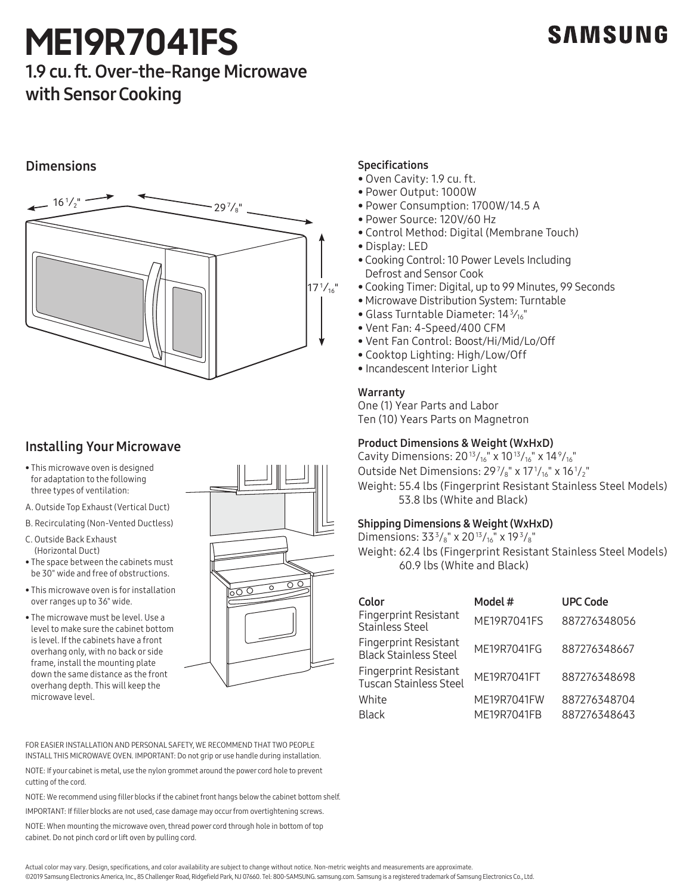# ME19R7041FS

## 1.9 cu. ft. Over-the-Range Microwave with Sensor Cooking

SAMSUNG

## Dimensions

16 1/2"

29 7/8"

17 1/16"

## Installing Your Microwave

- This microwave oven is designed for adaptation to the following three types of ventilation:

A. Outside Top Exhaust (Vertical Duct)

B. Recirculating (Non-Vented Ductless)

C. Outside Back Exhaust (Horizontal Duct)

- The space between the cabinets must be 30" wide and free of obstructions.
- This microwave oven is for installation over ranges up to 36" wide.
- The microwave must be level. Use a level to make sure the cabinet bottom is level. If the cabinets have a front overhang only, with no back or side frame, install the mounting plate down the same distance as the front overhang depth. This will keep the microwave level.

FOR EASIER INSTALLATION AND PERSONAL SAFETY, WE RECOMMEND THAT TWO PEOPLE INSTALL THIS MICROWAVE OVEN. IMPORTANT: Do not grip or use handle during installation.

NOTE: If your cabinet is metal, use the nylon grommet around the power cord hole to prevent cutting of the cord.

NOTE: We recommend using filler blocks if the cabinet front hangs below the cabinet bottom shelf.

IMPORTANT: If filler blocks are not used, case damage may occur from overtightening screws.

NOTE: When mounting the microwave oven, thread power cord through hole in bottom of top cabinet. Do not pinch cord or lift oven by pulling cord.

### Specifications

- Oven Cavity: 1.9 cu. ft.
- Power Output: 1000W
- Power Consumption: 1700W/14.5 A
- Power Source: 120V/60 Hz
- Control Method: Digital (Membrane Touch)
- Display: LED
- Cooking Control: 10 Power Levels Including Defrost and Sensor Cook
- Cooking Timer: Digital, up to 99 Minutes, 99 Seconds
- Microwave Distribution System: Turntable
- Glass Turntable Diameter: 14 3/16"
- Vent Fan: 4-Speed/400 CFM
- Vent Fan Control: Boost/Hi/Mid/Lo/Off
- Cooktop Lighting: High/Low/Off
- Incandescent Interior Light

### Warranty

One (1) Year Parts and Labor
Ten (10) Years Parts on Magnetron

### Product Dimensions & Weight (WxHxD)

Cavity Dimensions: 20 13/16" x 10 13/16" x 14 9/16"
Outside Net Dimensions: 29 7/8" x 17 1/16" x 16 1/2"
Weight: 55.4 lbs (Fingerprint Resistant Stainless Steel Models)
53.8 lbs (White and Black)

### Shipping Dimensions & Weight (WxHxD)

Dimensions: 33 3/8" x 20 13/16" x 19 3/8"
Weight: 62.4 lbs (Fingerprint Resistant Stainless Steel Models)
60.9 lbs (White and Black)

| Color | Model # | UPC Code |
|---|---|---|
| Fingerprint Resistant Stainless Steel | ME19R7041FS | 887276348056 |
| Fingerprint Resistant Black Stainless Steel | ME19R7041FG | 887276348667 |
| Fingerprint Resistant Tuscan Stainless Steel | ME19R7041FT | 887276348698 |
| White | ME19R7041FW | 887276348704 |
| Black | ME19R7041FB | 887276348643 |

Actual color may vary. Design, specifications, and color availability are subject to change without notice. Non-metric weights and measurements are approximate.
©2019 Samsung Electronics America, Inc., 85 Challenger Road, Ridgefield Park, NJ 07660. Tel: 800-SAMSUNG. samsung.com. Samsung is a registered trademark of Samsung Electronics Co., Ltd.